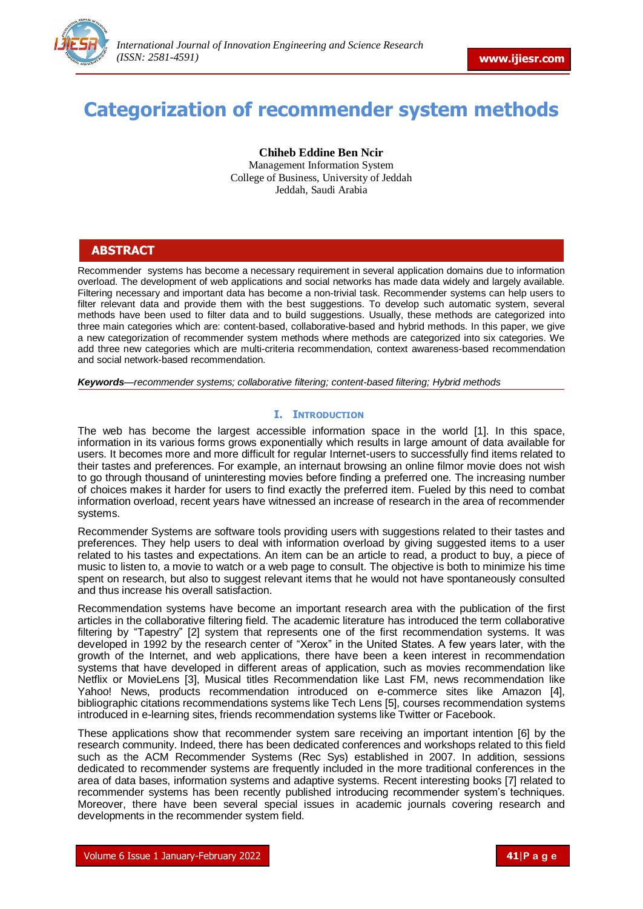# Categorization of recommender system methods

**Chiheb Eddine Ben Ncir**
Management Information System
College of Business, University of Jeddah
Jeddah, Saudi Arabia

## ABSTRACT

Recommender systems has become a necessary requirement in several application domains due to information overload. The development of web applications and social networks has made data widely and largely available. Filtering necessary and important data has become a non-trivial task. Recommender systems can help users to filter relevant data and provide them with the best suggestions. To develop such automatic system, several methods have been used to filter data and to build suggestions. Usually, these methods are categorized into three main categories which are: content-based, collaborative-based and hybrid methods. In this paper, we give a new categorization of recommender system methods where methods are categorized into six categories. We add three new categories which are multi-criteria recommendation, context awareness-based recommendation and social network-based recommendation.

***Keywords****—recommender systems; collaborative filtering; content-based filtering; Hybrid methods*

## I. Introduction

The web has become the largest accessible information space in the world [1]. In this space, information in its various forms grows exponentially which results in large amount of data available for users. It becomes more and more difficult for regular Internet-users to successfully find items related to their tastes and preferences. For example, an internaut browsing an online filmor movie does not wish to go through thousand of uninteresting movies before finding a preferred one. The increasing number of choices makes it harder for users to find exactly the preferred item. Fueled by this need to combat information overload, recent years have witnessed an increase of research in the area of recommender systems.

Recommender Systems are software tools providing users with suggestions related to their tastes and preferences. They help users to deal with information overload by giving suggested items to a user related to his tastes and expectations. An item can be an article to read, a product to buy, a piece of music to listen to, a movie to watch or a web page to consult. The objective is both to minimize his time spent on research, but also to suggest relevant items that he would not have spontaneously consulted and thus increase his overall satisfaction.

Recommendation systems have become an important research area with the publication of the first articles in the collaborative filtering field. The academic literature has introduced the term collaborative filtering by "Tapestry" [2] system that represents one of the first recommendation systems. It was developed in 1992 by the research center of "Xerox" in the United States. A few years later, with the growth of the Internet, and web applications, there have been a keen interest in recommendation systems that have developed in different areas of application, such as movies recommendation like Netflix or MovieLens [3], Musical titles Recommendation like Last FM, news recommendation like Yahoo! News, products recommendation introduced on e-commerce sites like Amazon [4], bibliographic citations recommendations systems like Tech Lens [5], courses recommendation systems introduced in e-learning sites, friends recommendation systems like Twitter or Facebook.

These applications show that recommender system sare receiving an important intention [6] by the research community. Indeed, there has been dedicated conferences and workshops related to this field such as the ACM Recommender Systems (Rec Sys) established in 2007. In addition, sessions dedicated to recommender systems are frequently included in the more traditional conferences in the area of data bases, information systems and adaptive systems. Recent interesting books [7] related to recommender systems has been recently published introducing recommender system's techniques. Moreover, there have been several special issues in academic journals covering research and developments in the recommender system field.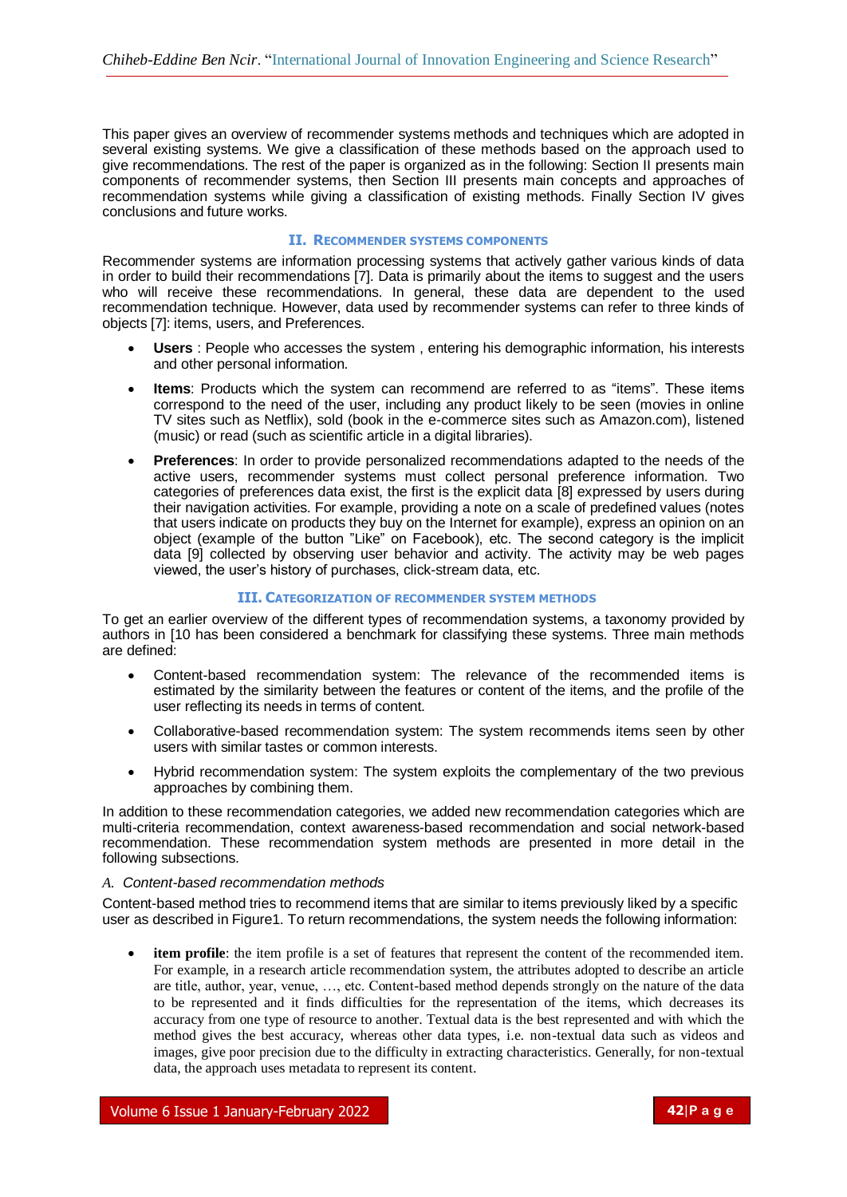This paper gives an overview of recommender systems methods and techniques which are adopted in several existing systems. We give a classification of these methods based on the approach used to give recommendations. The rest of the paper is organized as in the following: Section II presents main components of recommender systems, then Section III presents main concepts and approaches of recommendation systems while giving a classification of existing methods. Finally Section IV gives conclusions and future works.

## II. Recommender systems components

Recommender systems are information processing systems that actively gather various kinds of data in order to build their recommendations [7]. Data is primarily about the items to suggest and the users who will receive these recommendations. In general, these data are dependent to the used recommendation technique. However, data used by recommender systems can refer to three kinds of objects [7]: items, users, and Preferences.

- **Users** : People who accesses the system , entering his demographic information, his interests and other personal information.
- **Items**: Products which the system can recommend are referred to as "items". These items correspond to the need of the user, including any product likely to be seen (movies in online TV sites such as Netflix), sold (book in the e-commerce sites such as Amazon.com), listened (music) or read (such as scientific article in a digital libraries).
- **Preferences**: In order to provide personalized recommendations adapted to the needs of the active users, recommender systems must collect personal preference information. Two categories of preferences data exist, the first is the explicit data [8] expressed by users during their navigation activities. For example, providing a note on a scale of predefined values (notes that users indicate on products they buy on the Internet for example), express an opinion on an object (example of the button "Like" on Facebook), etc. The second category is the implicit data [9] collected by observing user behavior and activity. The activity may be web pages viewed, the user's history of purchases, click-stream data, etc.

## III. Categorization of recommender system methods

To get an earlier overview of the different types of recommendation systems, a taxonomy provided by authors in [10 has been considered a benchmark for classifying these systems. Three main methods are defined:

- Content-based recommendation system: The relevance of the recommended items is estimated by the similarity between the features or content of the items, and the profile of the user reflecting its needs in terms of content.
- Collaborative-based recommendation system: The system recommends items seen by other users with similar tastes or common interests.
- Hybrid recommendation system: The system exploits the complementary of the two previous approaches by combining them.

In addition to these recommendation categories, we added new recommendation categories which are multi-criteria recommendation, context awareness-based recommendation and social network-based recommendation. These recommendation system methods are presented in more detail in the following subsections.

### *A. Content-based recommendation methods*

Content-based method tries to recommend items that are similar to items previously liked by a specific user as described in Figure1. To return recommendations, the system needs the following information:

- **item profile**: the item profile is a set of features that represent the content of the recommended item. For example, in a research article recommendation system, the attributes adopted to describe an article are title, author, year, venue, …, etc. Content-based method depends strongly on the nature of the data to be represented and it finds difficulties for the representation of the items, which decreases its accuracy from one type of resource to another. Textual data is the best represented and with which the method gives the best accuracy, whereas other data types, i.e. non-textual data such as videos and images, give poor precision due to the difficulty in extracting characteristics. Generally, for non-textual data, the approach uses metadata to represent its content.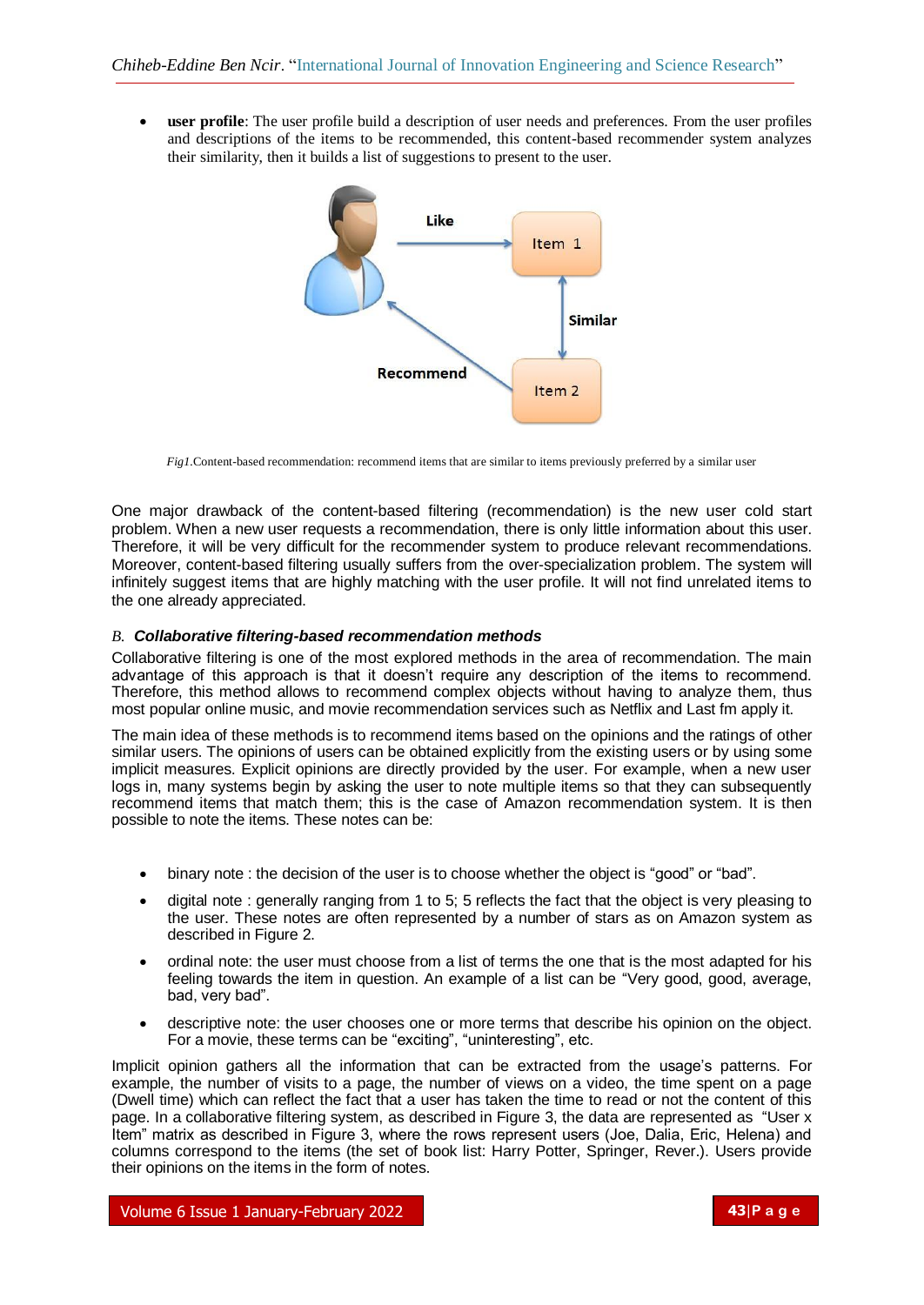- **user profile**: The user profile build a description of user needs and preferences. From the user profiles and descriptions of the items to be recommended, this content-based recommender system analyzes their similarity, then it builds a list of suggestions to present to the user.

*Fig1*.Content-based recommendation: recommend items that are similar to items previously preferred by a similar user

One major drawback of the content-based filtering (recommendation) is the new user cold start problem. When a new user requests a recommendation, there is only little information about this user. Therefore, it will be very difficult for the recommender system to produce relevant recommendations. Moreover, content-based filtering usually suffers from the over-specialization problem. The system will infinitely suggest items that are highly matching with the user profile. It will not find unrelated items to the one already appreciated.

### B. *Collaborative filtering-based recommendation methods*

Collaborative filtering is one of the most explored methods in the area of recommendation. The main advantage of this approach is that it doesn't require any description of the items to recommend. Therefore, this method allows to recommend complex objects without having to analyze them, thus most popular online music, and movie recommendation services such as Netflix and Last fm apply it.

The main idea of these methods is to recommend items based on the opinions and the ratings of other similar users. The opinions of users can be obtained explicitly from the existing users or by using some implicit measures. Explicit opinions are directly provided by the user. For example, when a new user logs in, many systems begin by asking the user to note multiple items so that they can subsequently recommend items that match them; this is the case of Amazon recommendation system. It is then possible to note the items. These notes can be:

- binary note : the decision of the user is to choose whether the object is "good" or "bad".
- digital note : generally ranging from 1 to 5; 5 reflects the fact that the object is very pleasing to the user. These notes are often represented by a number of stars as on Amazon system as described in Figure 2.
- ordinal note: the user must choose from a list of terms the one that is the most adapted for his feeling towards the item in question. An example of a list can be "Very good, good, average, bad, very bad".
- descriptive note: the user chooses one or more terms that describe his opinion on the object. For a movie, these terms can be "exciting", "uninteresting", etc.

Implicit opinion gathers all the information that can be extracted from the usage's patterns. For example, the number of visits to a page, the number of views on a video, the time spent on a page (Dwell time) which can reflect the fact that a user has taken the time to read or not the content of this page. In a collaborative filtering system, as described in Figure 3, the data are represented as "User x Item" matrix as described in Figure 3, where the rows represent users (Joe, Dalia, Eric, Helena) and columns correspond to the items (the set of book list: Harry Potter, Springer, Rever.). Users provide their opinions on the items in the form of notes.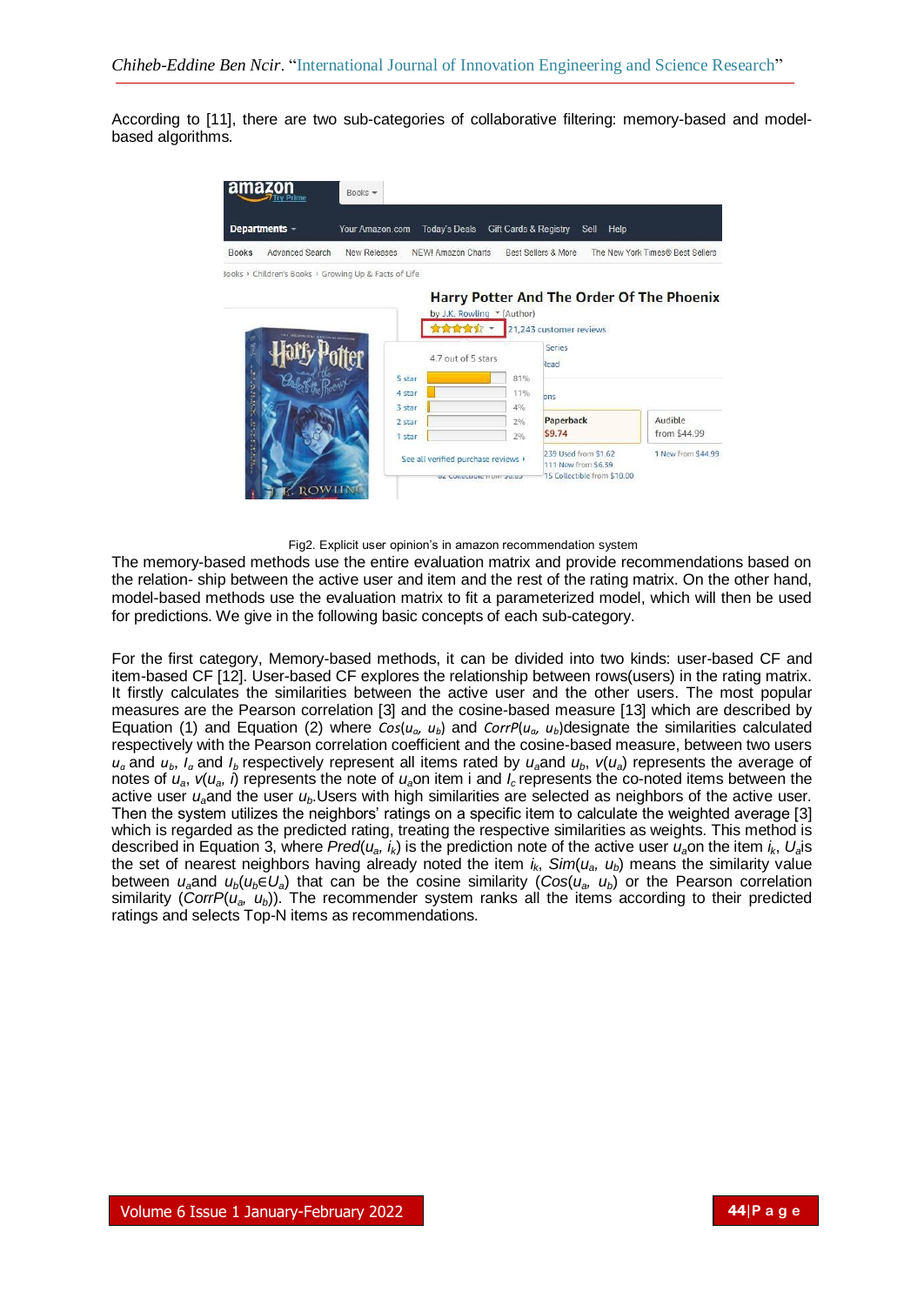According to [11], there are two sub-categories of collaborative filtering: memory-based and model-based algorithms.

Fig2. Explicit user opinion's in amazon recommendation system

The memory-based methods use the entire evaluation matrix and provide recommendations based on the relation- ship between the active user and item and the rest of the rating matrix. On the other hand, model-based methods use the evaluation matrix to fit a parameterized model, which will then be used for predictions. We give in the following basic concepts of each sub-category.

For the first category, Memory-based methods, it can be divided into two kinds: user-based CF and item-based CF [12]. User-based CF explores the relationship between rows(users) in the rating matrix. It firstly calculates the similarities between the active user and the other users. The most popular measures are the Pearson correlation [3] and the cosine-based measure [13] which are described by Equation (1) and Equation (2) where $Cos(u_a, u_b)$ and $CorrP(u_a, u_b)$designate the similarities calculated respectively with the Pearson correlation coefficient and the cosine-based measure, between two users $u_a$ and $u_b$, $I_a$ and $I_b$ respectively represent all items rated by $u_a$and $u_b$, $v(u_a)$ represents the average of notes of $u_a$, $v(u_a, i)$ represents the note of $u_a$on item i and $I_c$ represents the co-noted items between the active user $u_a$and the user $u_b$.Users with high similarities are selected as neighbors of the active user. Then the system utilizes the neighbors' ratings on a specific item to calculate the weighted average [3] which is regarded as the predicted rating, treating the respective similarities as weights. This method is described in Equation 3, where $Pred(u_a, i_k)$ is the prediction note of the active user $u_a$on the item $i_k$, $U_a$is the set of nearest neighbors having already noted the item $i_k$, $Sim(u_a, u_b)$ means the similarity value between $u_a$and $u_b(u_b \in U_a)$ that can be the cosine similarity ($Cos(u_a, u_b)$ or the Pearson correlation similarity ($CorrP(u_a, u_b)$). The recommender system ranks all the items according to their predicted ratings and selects Top-N items as recommendations.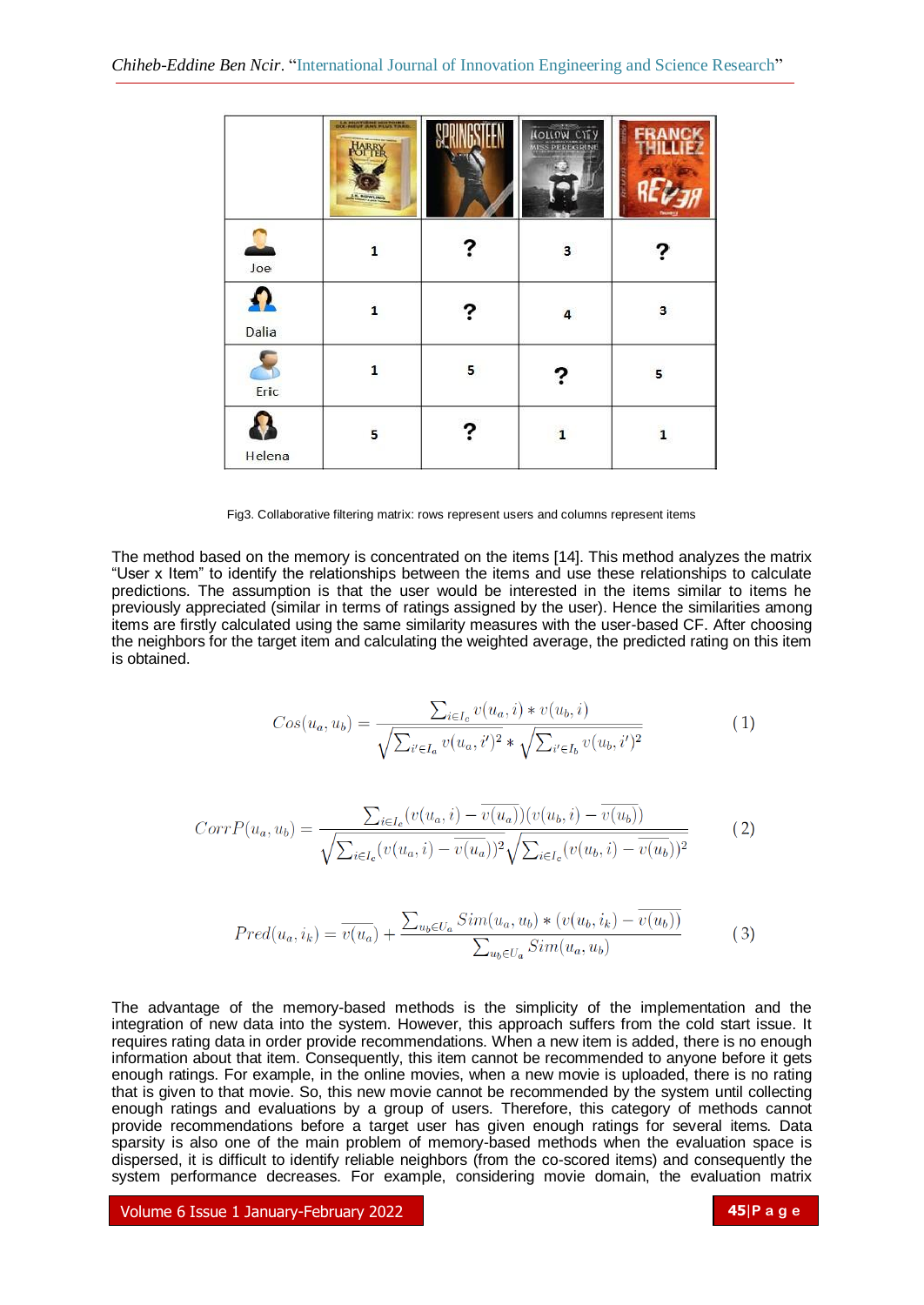|  | Harry Potter | Springsteen | Hollow City | Franck Thilliez Rêver |
|---|---|---|---|---|
| Joe | 1 | ? | 3 | ? |
| Dalia | 1 | ? | 4 | 3 |
| Eric | 1 | 5 | ? | 5 |
| Helena | 5 | ? | 1 | 1 |

Fig3. Collaborative filtering matrix: rows represent users and columns represent items

The method based on the memory is concentrated on the items [14]. This method analyzes the matrix "User x Item" to identify the relationships between the items and use these relationships to calculate predictions. The assumption is that the user would be interested in the items similar to items he previously appreciated (similar in terms of ratings assigned by the user). Hence the similarities among items are firstly calculated using the same similarity measures with the user-based CF. After choosing the neighbors for the target item and calculating the weighted average, the predicted rating on this item is obtained.

$$Cos(u_a, u_b) = \frac{\sum_{i \in I_c} v(u_a, i) * v(u_b, i)}{\sqrt{\sum_{i' \in I_a} v(u_a, i')^2} * \sqrt{\sum_{i' \in I_b} v(u_b, i')^2}} \quad (1)$$

$$CorrP(u_a, u_b) = \frac{\sum_{i \in I_c} (v(u_a, i) - \overline{v(u_a)})(v(u_b, i) - \overline{v(u_b)})}{\sqrt{\sum_{i \in I_c} (v(u_a, i) - \overline{v(u_a)})^2} \sqrt{\sum_{i \in I_c} (v(u_b, i) - \overline{v(u_b)})^2}} \quad (2)$$

$$Pred(u_a, i_k) = \overline{v(u_a)} + \frac{\sum_{u_b \in U_a} Sim(u_a, u_b) * (v(u_b, i_k) - \overline{v(u_b)})}{\sum_{u_b \in U_a} Sim(u_a, u_b)} \quad (3)$$

The advantage of the memory-based methods is the simplicity of the implementation and the integration of new data into the system. However, this approach suffers from the cold start issue. It requires rating data in order provide recommendations. When a new item is added, there is no enough information about that item. Consequently, this item cannot be recommended to anyone before it gets enough ratings. For example, in the online movies, when a new movie is uploaded, there is no rating that is given to that movie. So, this new movie cannot be recommended by the system until collecting enough ratings and evaluations by a group of users. Therefore, this category of methods cannot provide recommendations before a target user has given enough ratings for several items. Data sparsity is also one of the main problem of memory-based methods when the evaluation space is dispersed, it is difficult to identify reliable neighbors (from the co-scored items) and consequently the system performance decreases. For example, considering movie domain, the evaluation matrix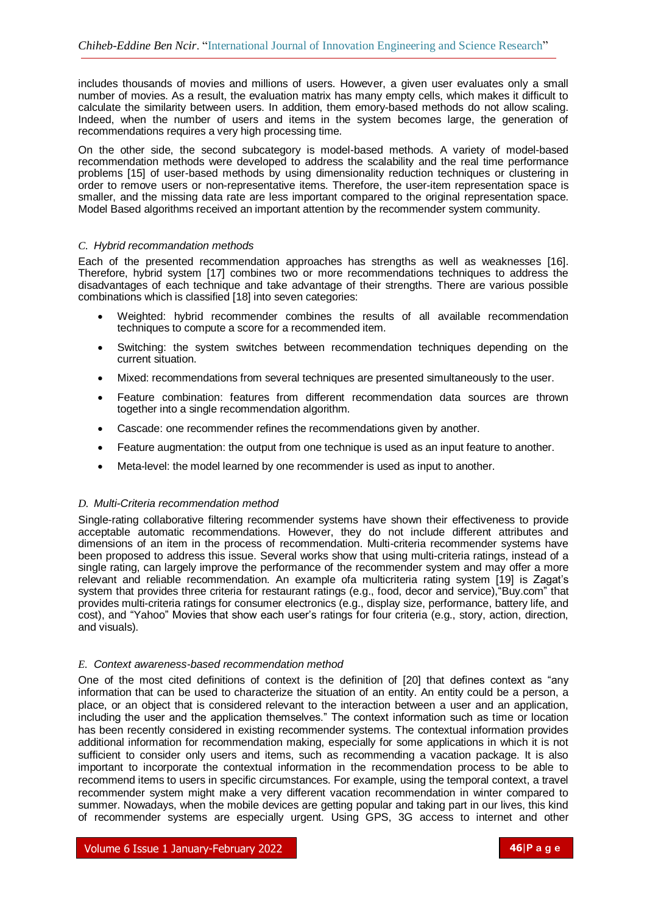includes thousands of movies and millions of users. However, a given user evaluates only a small number of movies. As a result, the evaluation matrix has many empty cells, which makes it difficult to calculate the similarity between users. In addition, them emory-based methods do not allow scaling. Indeed, when the number of users and items in the system becomes large, the generation of recommendations requires a very high processing time.

On the other side, the second subcategory is model-based methods. A variety of model-based recommendation methods were developed to address the scalability and the real time performance problems [15] of user-based methods by using dimensionality reduction techniques or clustering in order to remove users or non-representative items. Therefore, the user-item representation space is smaller, and the missing data rate are less important compared to the original representation space. Model Based algorithms received an important attention by the recommender system community.

### *C. Hybrid recommandation methods*

Each of the presented recommendation approaches has strengths as well as weaknesses [16]. Therefore, hybrid system [17] combines two or more recommendations techniques to address the disadvantages of each technique and take advantage of their strengths. There are various possible combinations which is classified [18] into seven categories:

- Weighted: hybrid recommender combines the results of all available recommendation techniques to compute a score for a recommended item.
- Switching: the system switches between recommendation techniques depending on the current situation.
- Mixed: recommendations from several techniques are presented simultaneously to the user.
- Feature combination: features from different recommendation data sources are thrown together into a single recommendation algorithm.
- Cascade: one recommender refines the recommendations given by another.
- Feature augmentation: the output from one technique is used as an input feature to another.
- Meta-level: the model learned by one recommender is used as input to another.

### *D. Multi-Criteria recommendation method*

Single-rating collaborative filtering recommender systems have shown their effectiveness to provide acceptable automatic recommendations. However, they do not include different attributes and dimensions of an item in the process of recommendation. Multi-criteria recommender systems have been proposed to address this issue. Several works show that using multi-criteria ratings, instead of a single rating, can largely improve the performance of the recommender system and may offer a more relevant and reliable recommendation. An example ofa multicriteria rating system [19] is Zagat's system that provides three criteria for restaurant ratings (e.g., food, decor and service),"Buy.com" that provides multi-criteria ratings for consumer electronics (e.g., display size, performance, battery life, and cost), and "Yahoo" Movies that show each user's ratings for four criteria (e.g., story, action, direction, and visuals).

### *E. Context awareness-based recommendation method*

One of the most cited definitions of context is the definition of [20] that defines context as "any information that can be used to characterize the situation of an entity. An entity could be a person, a place, or an object that is considered relevant to the interaction between a user and an application, including the user and the application themselves." The context information such as time or location has been recently considered in existing recommender systems. The contextual information provides additional information for recommendation making, especially for some applications in which it is not sufficient to consider only users and items, such as recommending a vacation package. It is also important to incorporate the contextual information in the recommendation process to be able to recommend items to users in specific circumstances. For example, using the temporal context, a travel recommender system might make a very different vacation recommendation in winter compared to summer. Nowadays, when the mobile devices are getting popular and taking part in our lives, this kind of recommender systems are especially urgent. Using GPS, 3G access to internet and other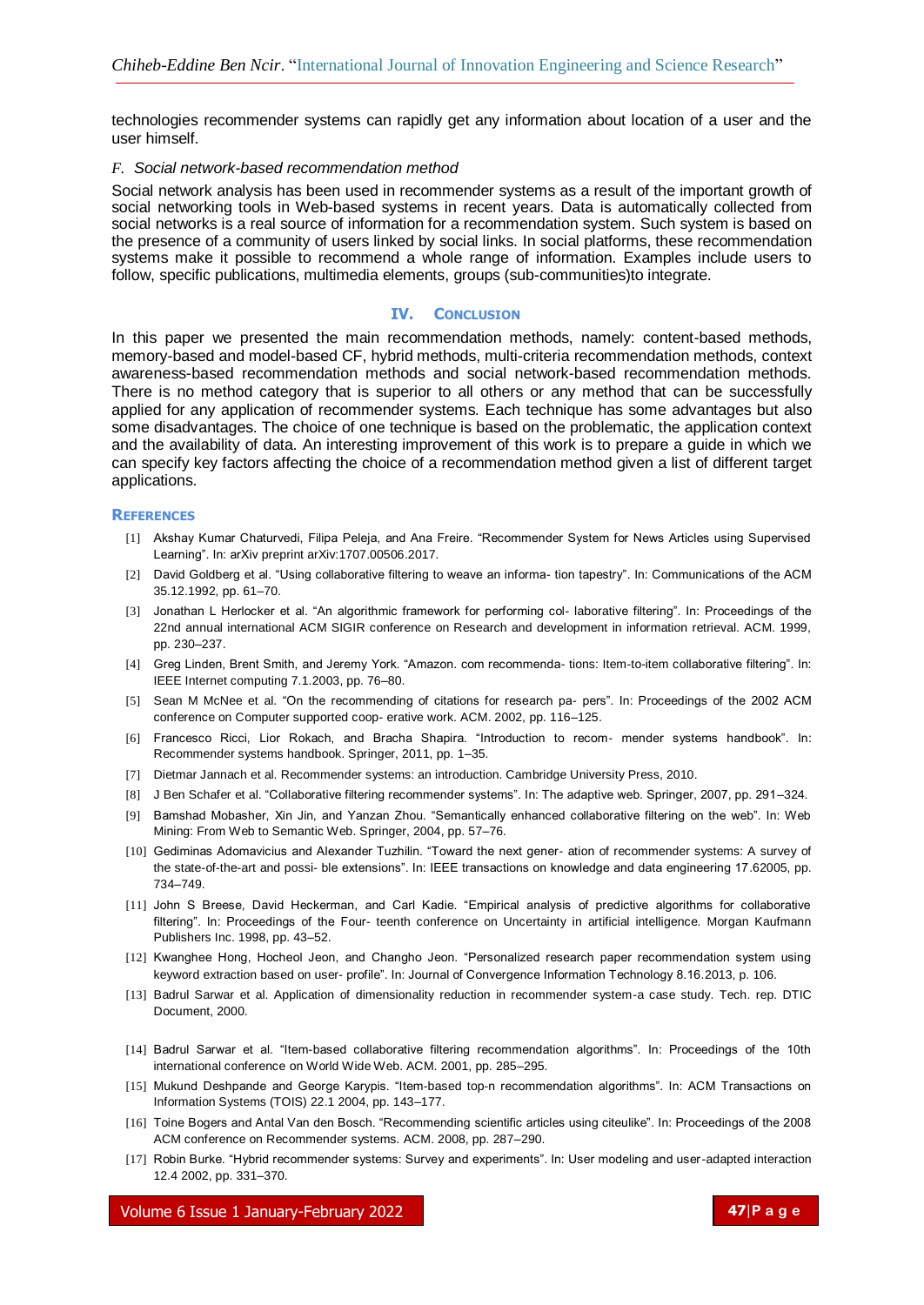technologies recommender systems can rapidly get any information about location of a user and the user himself.

### *F. Social network-based recommendation method*

Social network analysis has been used in recommender systems as a result of the important growth of social networking tools in Web-based systems in recent years. Data is automatically collected from social networks is a real source of information for a recommendation system. Such system is based on the presence of a community of users linked by social links. In social platforms, these recommendation systems make it possible to recommend a whole range of information. Examples include users to follow, specific publications, multimedia elements, groups (sub-communities)to integrate.

## IV. Conclusion

In this paper we presented the main recommendation methods, namely: content-based methods, memory-based and model-based CF, hybrid methods, multi-criteria recommendation methods, context awareness-based recommendation methods and social network-based recommendation methods. There is no method category that is superior to all others or any method that can be successfully applied for any application of recommender systems. Each technique has some advantages but also some disadvantages. The choice of one technique is based on the problematic, the application context and the availability of data. An interesting improvement of this work is to prepare a guide in which we can specify key factors affecting the choice of a recommendation method given a list of different target applications.

## References

[1] Akshay Kumar Chaturvedi, Filipa Peleja, and Ana Freire. "Recommender System for News Articles using Supervised Learning". In: arXiv preprint arXiv:1707.00506.2017.

[2] David Goldberg et al. "Using collaborative filtering to weave an informa- tion tapestry". In: Communications of the ACM 35.12.1992, pp. 61–70.

[3] Jonathan L Herlocker et al. "An algorithmic framework for performing col- laborative filtering". In: Proceedings of the 22nd annual international ACM SIGIR conference on Research and development in information retrieval. ACM. 1999, pp. 230–237.

[4] Greg Linden, Brent Smith, and Jeremy York. "Amazon. com recommenda- tions: Item-to-item collaborative filtering". In: IEEE Internet computing 7.1.2003, pp. 76–80.

[5] Sean M McNee et al. "On the recommending of citations for research pa- pers". In: Proceedings of the 2002 ACM conference on Computer supported coop- erative work. ACM. 2002, pp. 116–125.

[6] Francesco Ricci, Lior Rokach, and Bracha Shapira. "Introduction to recom- mender systems handbook". In: Recommender systems handbook. Springer, 2011, pp. 1–35.

[7] Dietmar Jannach et al. Recommender systems: an introduction. Cambridge University Press, 2010.

[8] J Ben Schafer et al. "Collaborative filtering recommender systems". In: The adaptive web. Springer, 2007, pp. 291–324.

[9] Bamshad Mobasher, Xin Jin, and Yanzan Zhou. "Semantically enhanced collaborative filtering on the web". In: Web Mining: From Web to Semantic Web. Springer, 2004, pp. 57–76.

[10] Gediminas Adomavicius and Alexander Tuzhilin. "Toward the next gener- ation of recommender systems: A survey of the state-of-the-art and possi- ble extensions". In: IEEE transactions on knowledge and data engineering 17.62005, pp. 734–749.

[11] John S Breese, David Heckerman, and Carl Kadie. "Empirical analysis of predictive algorithms for collaborative filtering". In: Proceedings of the Four- teenth conference on Uncertainty in artificial intelligence. Morgan Kaufmann Publishers Inc. 1998, pp. 43–52.

[12] Kwanghee Hong, Hocheol Jeon, and Changho Jeon. "Personalized research paper recommendation system using keyword extraction based on user- profile". In: Journal of Convergence Information Technology 8.16.2013, p. 106.

[13] Badrul Sarwar et al. Application of dimensionality reduction in recommender system-a case study. Tech. rep. DTIC Document, 2000.

[14] Badrul Sarwar et al. "Item-based collaborative filtering recommendation algorithms". In: Proceedings of the 10th international conference on World Wide Web. ACM. 2001, pp. 285–295.

[15] Mukund Deshpande and George Karypis. "Item-based top-n recommendation algorithms". In: ACM Transactions on Information Systems (TOIS) 22.1 2004, pp. 143–177.

[16] Toine Bogers and Antal Van den Bosch. "Recommending scientific articles using citeulike". In: Proceedings of the 2008 ACM conference on Recommender systems. ACM. 2008, pp. 287–290.

[17] Robin Burke. "Hybrid recommender systems: Survey and experiments". In: User modeling and user-adapted interaction 12.4 2002, pp. 331–370.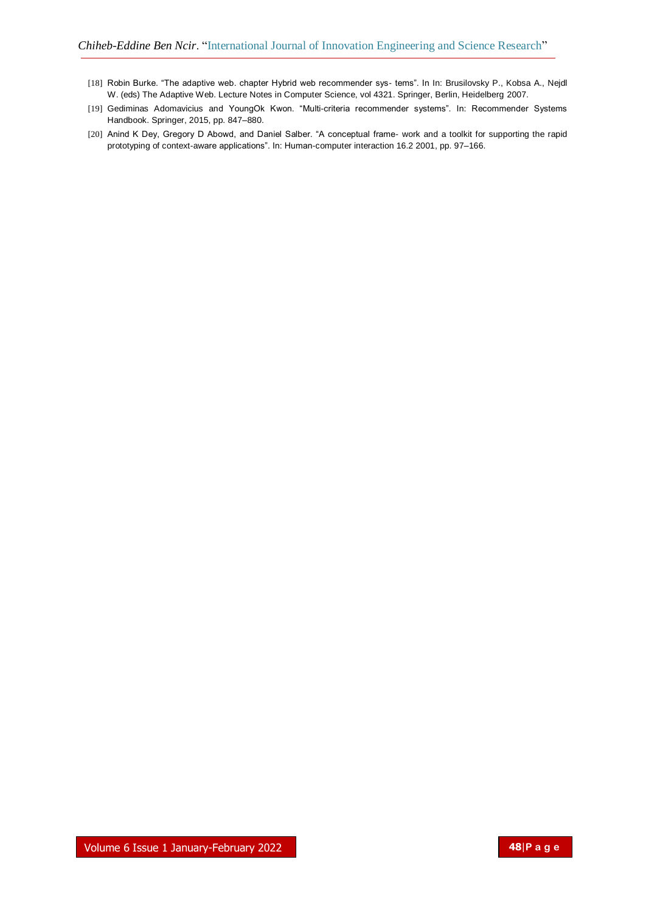[18] Robin Burke. “The adaptive web. chapter Hybrid web recommender sys- tems”. In In: Brusilovsky P., Kobsa A., Nejdl W. (eds) The Adaptive Web. Lecture Notes in Computer Science, vol 4321. Springer, Berlin, Heidelberg 2007.

[19] Gediminas Adomavicius and YoungOk Kwon. “Multi-criteria recommender systems”. In: Recommender Systems Handbook. Springer, 2015, pp. 847–880.

[20] Anind K Dey, Gregory D Abowd, and Daniel Salber. “A conceptual frame- work and a toolkit for supporting the rapid prototyping of context-aware applications”. In: Human-computer interaction 16.2 2001, pp. 97–166.